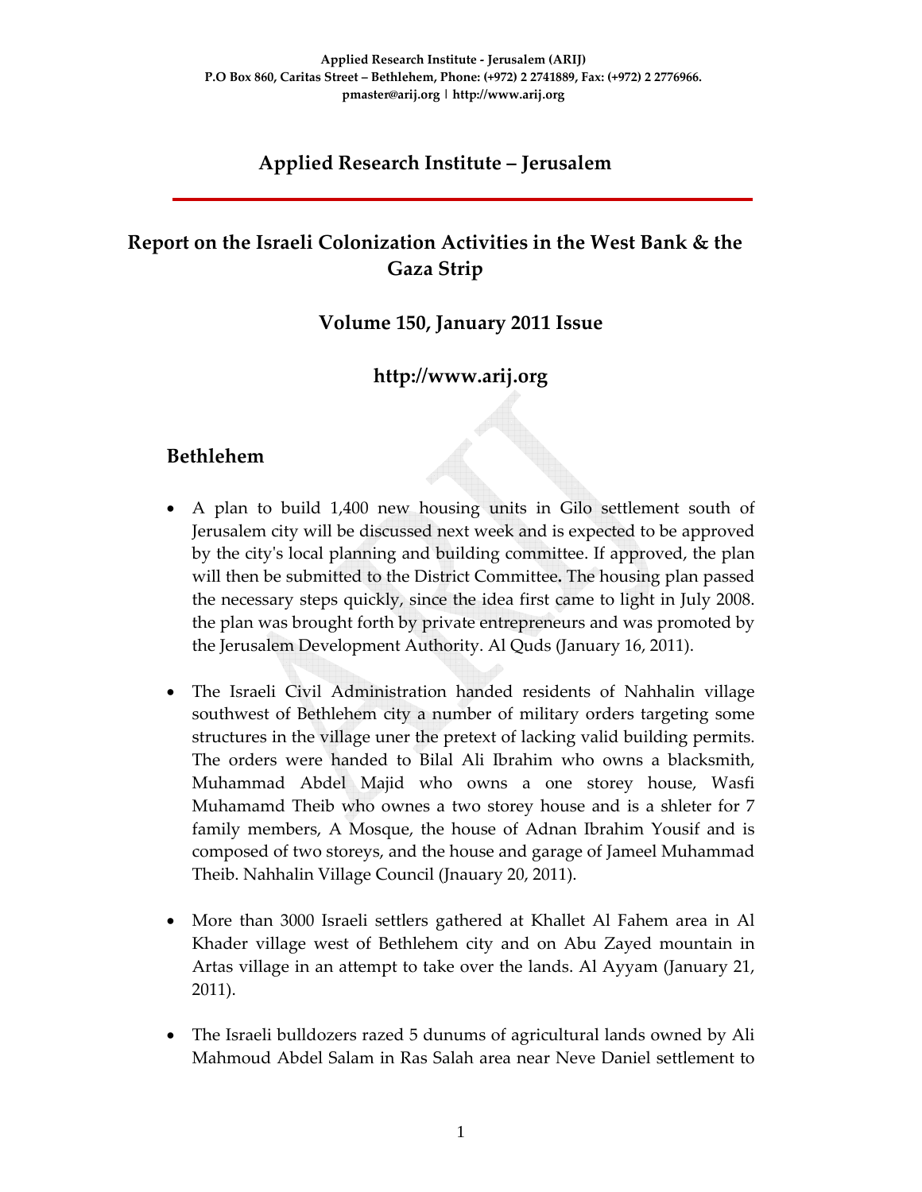**Applied Research Institute - Jerusalem (ARIJ)**
**P.O Box 860, Caritas Street – Bethlehem, Phone: (+972) 2 2741889, Fax: (+972) 2 2776966.**
**pmaster@arij.org | http://www.arij.org**

# Applied Research Institute – Jerusalem

# Report on the Israeli Colonization Activities in the West Bank & the Gaza Strip

## Volume 150, January 2011 Issue

## http://www.arij.org

## Bethlehem

- A plan to build 1,400 new housing units in Gilo settlement south of Jerusalem city will be discussed next week and is expected to be approved by the city's local planning and building committee. If approved, the plan will then be submitted to the District Committee**.** The housing plan passed the necessary steps quickly, since the idea first came to light in July 2008. the plan was brought forth by private entrepreneurs and was promoted by the Jerusalem Development Authority. Al Quds (January 16, 2011).

- The Israeli Civil Administration handed residents of Nahhalin village southwest of Bethlehem city a number of military orders targeting some structures in the village uner the pretext of lacking valid building permits. The orders were handed to Bilal Ali Ibrahim who owns a blacksmith, Muhammad Abdel Majid who owns a one storey house, Wasfi Muhamamd Theib who ownes a two storey house and is a shleter for 7 family members, A Mosque, the house of Adnan Ibrahim Yousif and is composed of two storeys, and the house and garage of Jameel Muhammad Theib. Nahhalin Village Council (Jnauary 20, 2011).

- More than 3000 Israeli settlers gathered at Khallet Al Fahem area in Al Khader village west of Bethlehem city and on Abu Zayed mountain in Artas village in an attempt to take over the lands. Al Ayyam (January 21, 2011).

- The Israeli bulldozers razed 5 dunums of agricultural lands owned by Ali Mahmoud Abdel Salam in Ras Salah area near Neve Daniel settlement to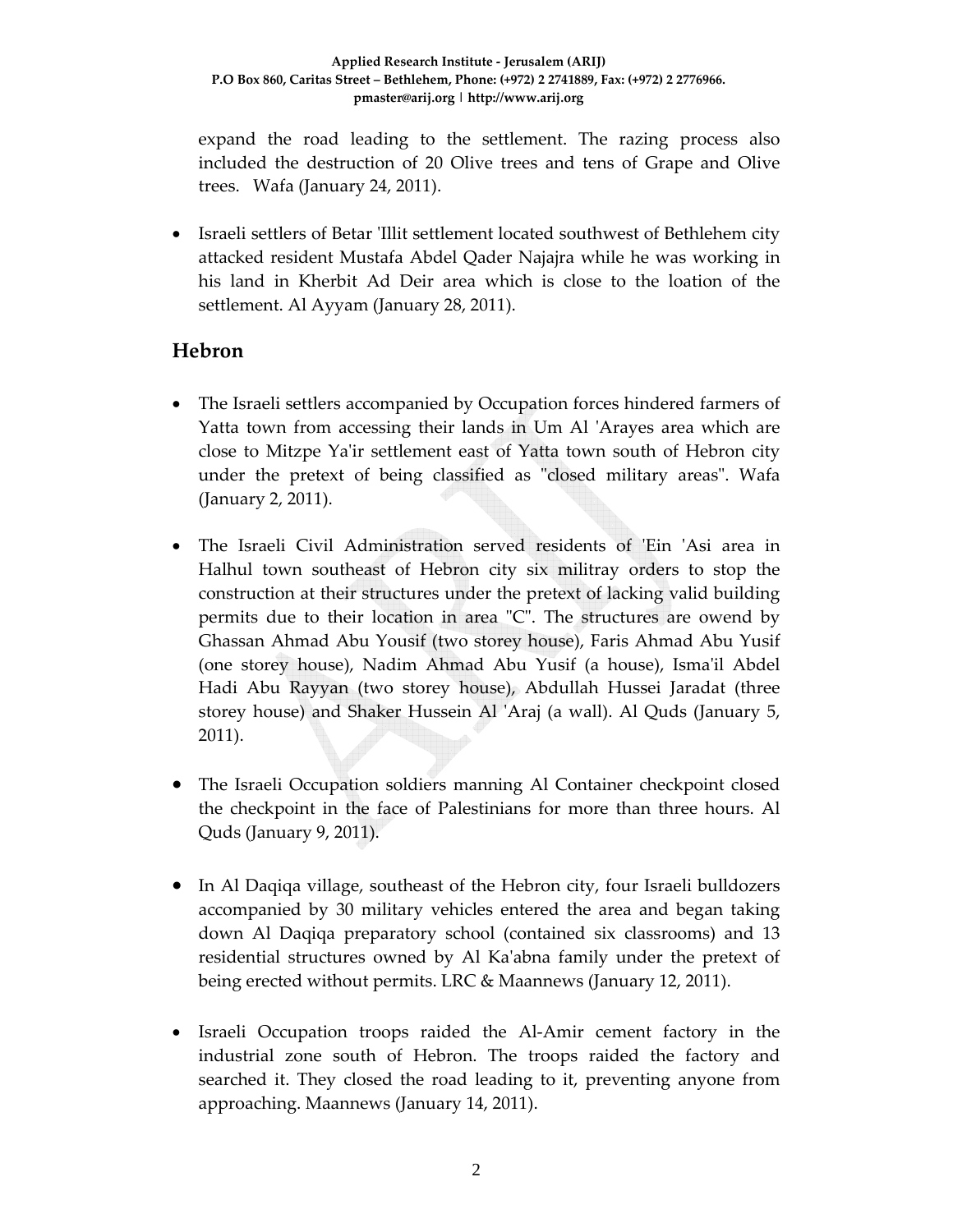expand the road leading to the settlement. The razing process also included the destruction of 20 Olive trees and tens of Grape and Olive trees. Wafa (January 24, 2011).

- Israeli settlers of Betar 'Illit settlement located southwest of Bethlehem city attacked resident Mustafa Abdel Qader Najajra while he was working in his land in Kherbit Ad Deir area which is close to the loation of the settlement. Al Ayyam (January 28, 2011).

## Hebron

- The Israeli settlers accompanied by Occupation forces hindered farmers of Yatta town from accessing their lands in Um Al 'Arayes area which are close to Mitzpe Ya'ir settlement east of Yatta town south of Hebron city under the pretext of being classified as "closed military areas". Wafa (January 2, 2011).

- The Israeli Civil Administration served residents of 'Ein 'Asi area in Halhul town southeast of Hebron city six militray orders to stop the construction at their structures under the pretext of lacking valid building permits due to their location in area "C". The structures are owend by Ghassan Ahmad Abu Yousif (two storey house), Faris Ahmad Abu Yusif (one storey house), Nadim Ahmad Abu Yusif (a house), Isma'il Abdel Hadi Abu Rayyan (two storey house), Abdullah Hussei Jaradat (three storey house) and Shaker Hussein Al 'Araj (a wall). Al Quds (January 5, 2011).

- The Israeli Occupation soldiers manning Al Container checkpoint closed the checkpoint in the face of Palestinians for more than three hours. Al Quds (January 9, 2011).

- In Al Daqiqa village, southeast of the Hebron city, four Israeli bulldozers accompanied by 30 military vehicles entered the area and began taking down Al Daqiqa preparatory school (contained six classrooms) and 13 residential structures owned by Al Ka'abna family under the pretext of being erected without permits. LRC & Maannews (January 12, 2011).

- Israeli Occupation troops raided the Al-Amir cement factory in the industrial zone south of Hebron. The troops raided the factory and searched it. They closed the road leading to it, preventing anyone from approaching. Maannews (January 14, 2011).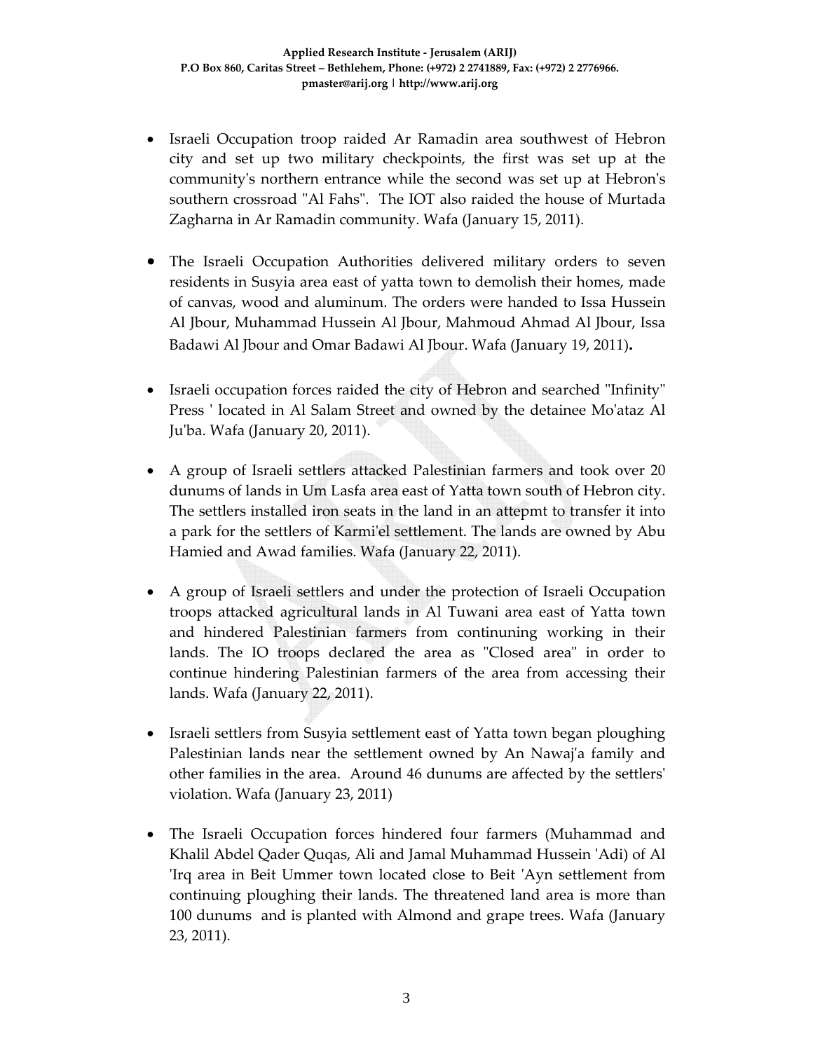- Israeli Occupation troop raided Ar Ramadin area southwest of Hebron city and set up two military checkpoints, the first was set up at the community's northern entrance while the second was set up at Hebron's southern crossroad "Al Fahs". The IOT also raided the house of Murtada Zagharna in Ar Ramadin community. Wafa (January 15, 2011).

- The Israeli Occupation Authorities delivered military orders to seven residents in Susyia area east of yatta town to demolish their homes, made of canvas, wood and aluminum. The orders were handed to Issa Hussein Al Jbour, Muhammad Hussein Al Jbour, Mahmoud Ahmad Al Jbour, Issa Badawi Al Jbour and Omar Badawi Al Jbour. Wafa (January 19, 2011).

- Israeli occupation forces raided the city of Hebron and searched "Infinity" Press ' located in Al Salam Street and owned by the detainee Mo'ataz Al Ju'ba. Wafa (January 20, 2011).

- A group of Israeli settlers attacked Palestinian farmers and took over 20 dunums of lands in Um Lasfa area east of Yatta town south of Hebron city. The settlers installed iron seats in the land in an attepmt to transfer it into a park for the settlers of Karmi'el settlement. The lands are owned by Abu Hamied and Awad families. Wafa (January 22, 2011).

- A group of Israeli settlers and under the protection of Israeli Occupation troops attacked agricultural lands in Al Tuwani area east of Yatta town and hindered Palestinian farmers from continuning working in their lands. The IO troops declared the area as "Closed area" in order to continue hindering Palestinian farmers of the area from accessing their lands. Wafa (January 22, 2011).

- Israeli settlers from Susyia settlement east of Yatta town began ploughing Palestinian lands near the settlement owned by An Nawaj'a family and other families in the area. Around 46 dunums are affected by the settlers' violation. Wafa (January 23, 2011)

- The Israeli Occupation forces hindered four farmers (Muhammad and Khalil Abdel Qader Quqas, Ali and Jamal Muhammad Hussein 'Adi) of Al 'Irq area in Beit Ummer town located close to Beit 'Ayn settlement from continuing ploughing their lands. The threatened land area is more than 100 dunums and is planted with Almond and grape trees. Wafa (January 23, 2011).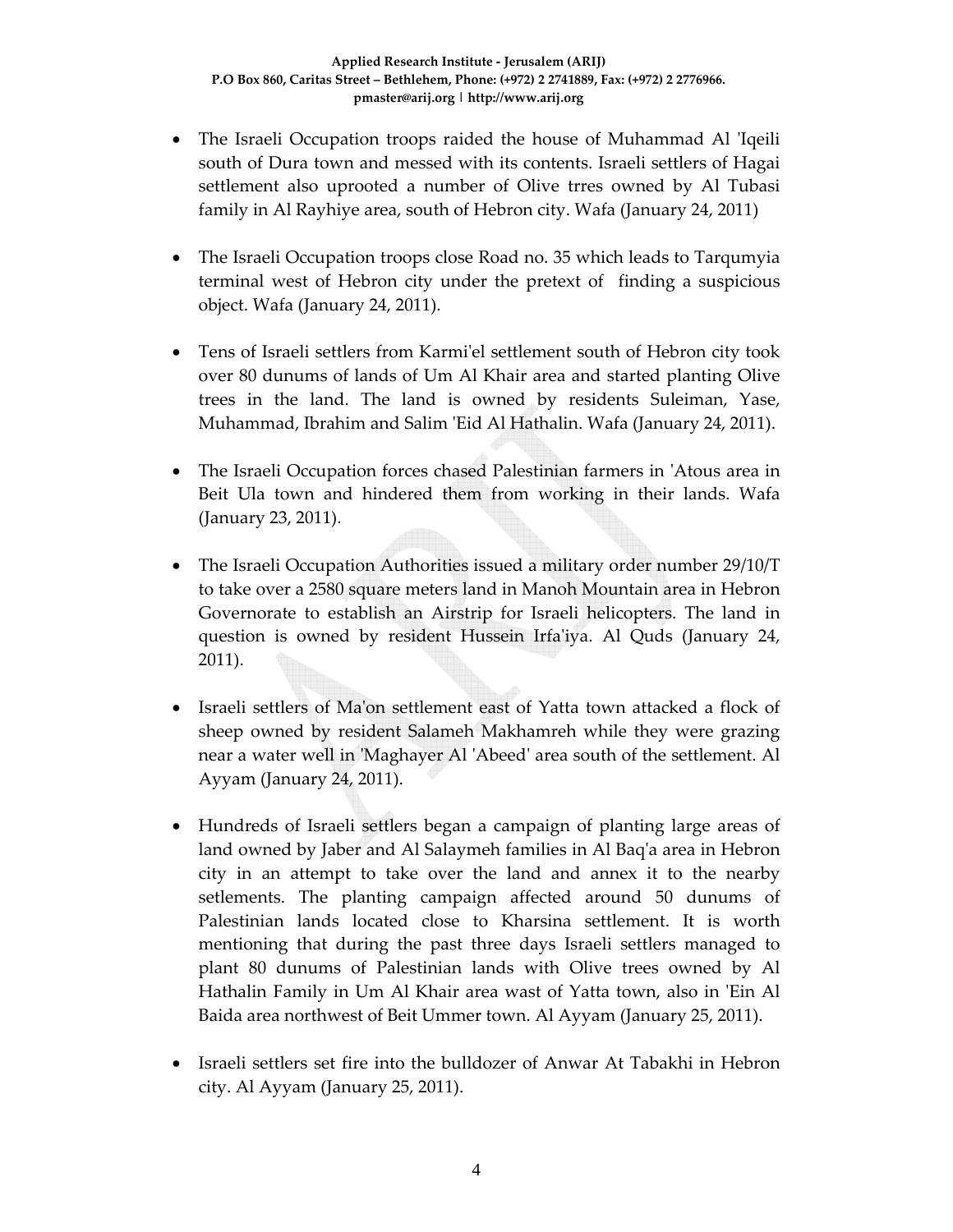- The Israeli Occupation troops raided the house of Muhammad Al 'Iqeili south of Dura town and messed with its contents. Israeli settlers of Hagai settlement also uprooted a number of Olive trres owned by Al Tubasi family in Al Rayhiye area, south of Hebron city. Wafa (January 24, 2011)

- The Israeli Occupation troops close Road no. 35 which leads to Tarqumyia terminal west of Hebron city under the pretext of finding a suspicious object. Wafa (January 24, 2011).

- Tens of Israeli settlers from Karmi'el settlement south of Hebron city took over 80 dunums of lands of Um Al Khair area and started planting Olive trees in the land. The land is owned by residents Suleiman, Yase, Muhammad, Ibrahim and Salim 'Eid Al Hathalin. Wafa (January 24, 2011).

- The Israeli Occupation forces chased Palestinian farmers in 'Atous area in Beit Ula town and hindered them from working in their lands. Wafa (January 23, 2011).

- The Israeli Occupation Authorities issued a military order number 29/10/T to take over a 2580 square meters land in Manoh Mountain area in Hebron Governorate to establish an Airstrip for Israeli helicopters. The land in question is owned by resident Hussein Irfa'iya. Al Quds (January 24, 2011).

- Israeli settlers of Ma'on settlement east of Yatta town attacked a flock of sheep owned by resident Salameh Makhamreh while they were grazing near a water well in 'Maghayer Al 'Abeed' area south of the settlement. Al Ayyam (January 24, 2011).

- Hundreds of Israeli settlers began a campaign of planting large areas of land owned by Jaber and Al Salaymeh families in Al Baq'a area in Hebron city in an attempt to take over the land and annex it to the nearby setlements. The planting campaign affected around 50 dunums of Palestinian lands located close to Kharsina settlement. It is worth mentioning that during the past three days Israeli settlers managed to plant 80 dunums of Palestinian lands with Olive trees owned by Al Hathalin Family in Um Al Khair area wast of Yatta town, also in 'Ein Al Baida area northwest of Beit Ummer town. Al Ayyam (January 25, 2011).

- Israeli settlers set fire into the bulldozer of Anwar At Tabakhi in Hebron city. Al Ayyam (January 25, 2011).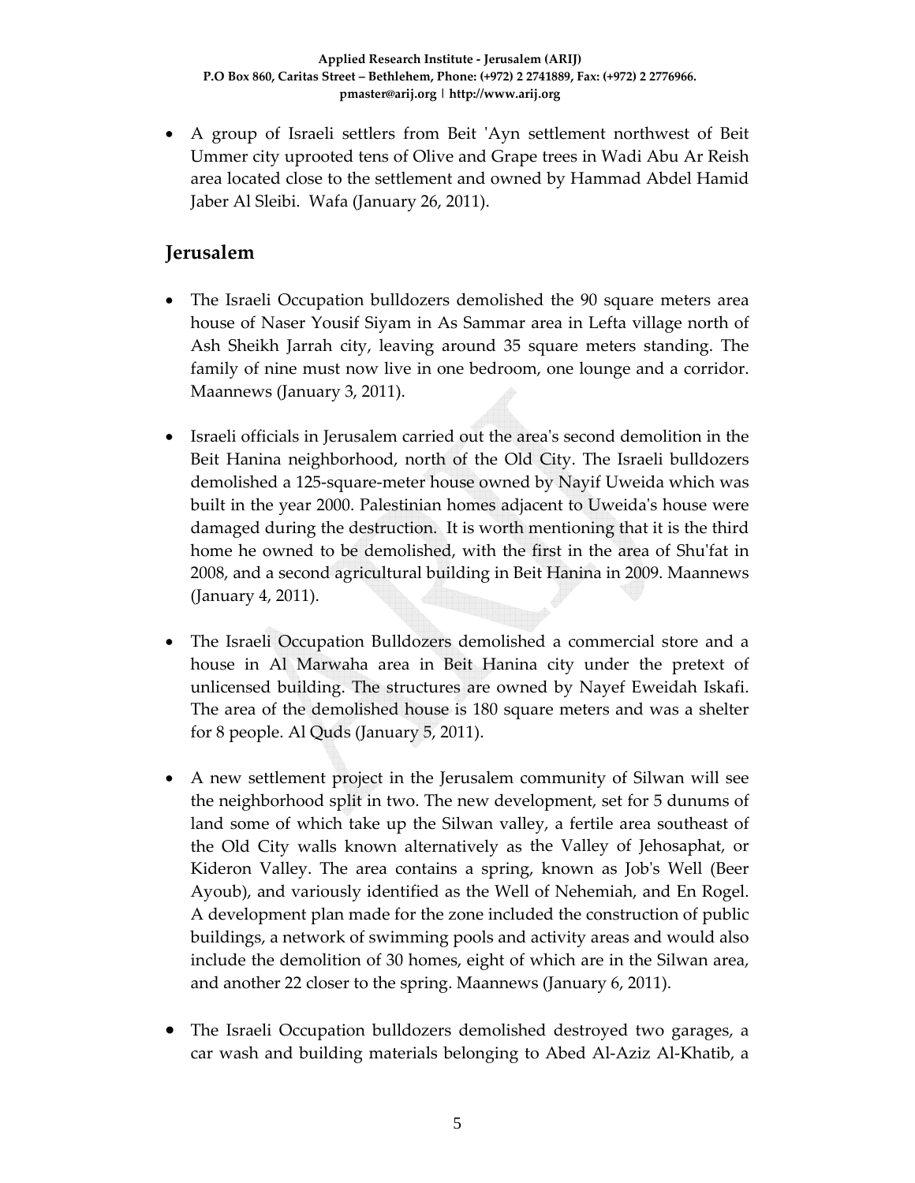- A group of Israeli settlers from Beit 'Ayn settlement northwest of Beit Ummer city uprooted tens of Olive and Grape trees in Wadi Abu Ar Reish area located close to the settlement and owned by Hammad Abdel Hamid Jaber Al Sleibi. Wafa (January 26, 2011).

## Jerusalem

- The Israeli Occupation bulldozers demolished the 90 square meters area house of Naser Yousif Siyam in As Sammar area in Lefta village north of Ash Sheikh Jarrah city, leaving around 35 square meters standing. The family of nine must now live in one bedroom, one lounge and a corridor. Maannews (January 3, 2011).

- Israeli officials in Jerusalem carried out the area's second demolition in the Beit Hanina neighborhood, north of the Old City. The Israeli bulldozers demolished a 125-square-meter house owned by Nayif Uweida which was built in the year 2000. Palestinian homes adjacent to Uweida's house were damaged during the destruction. It is worth mentioning that it is the third home he owned to be demolished, with the first in the area of Shu'fat in 2008, and a second agricultural building in Beit Hanina in 2009. Maannews (January 4, 2011).

- The Israeli Occupation Bulldozers demolished a commercial store and a house in Al Marwaha area in Beit Hanina city under the pretext of unlicensed building. The structures are owned by Nayef Eweidah Iskafi. The area of the demolished house is 180 square meters and was a shelter for 8 people. Al Quds (January 5, 2011).

- A new settlement project in the Jerusalem community of Silwan will see the neighborhood split in two. The new development, set for 5 dunums of land some of which take up the Silwan valley, a fertile area southeast of the Old City walls known alternatively as the Valley of Jehosaphat, or Kideron Valley. The area contains a spring, known as Job's Well (Beer Ayoub), and variously identified as the Well of Nehemiah, and En Rogel. A development plan made for the zone included the construction of public buildings, a network of swimming pools and activity areas and would also include the demolition of 30 homes, eight of which are in the Silwan area, and another 22 closer to the spring. Maannews (January 6, 2011).

- The Israeli Occupation bulldozers demolished destroyed two garages, a car wash and building materials belonging to Abed Al-Aziz Al-Khatib, a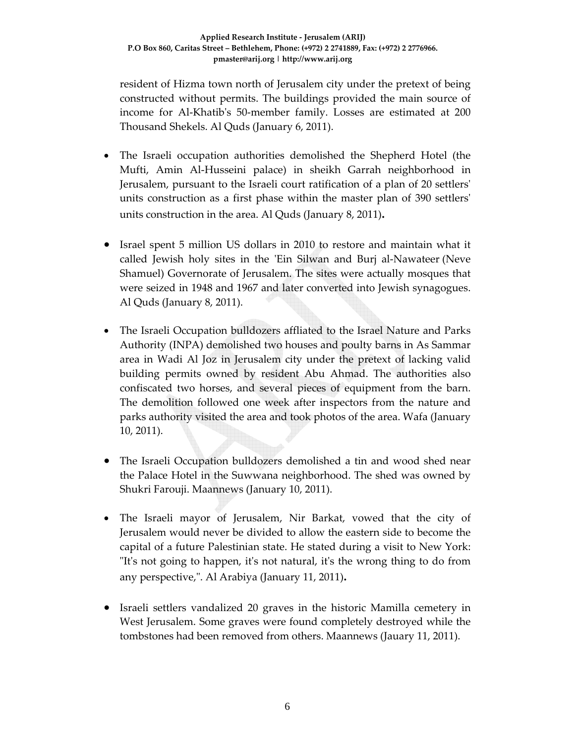resident of Hizma town north of Jerusalem city under the pretext of being constructed without permits. The buildings provided the main source of income for Al-Khatib's 50-member family. Losses are estimated at 200 Thousand Shekels. Al Quds (January 6, 2011).

- The Israeli occupation authorities demolished the Shepherd Hotel (the Mufti, Amin Al-Husseini palace) in sheikh Garrah neighborhood in Jerusalem, pursuant to the Israeli court ratification of a plan of 20 settlers' units construction as a first phase within the master plan of 390 settlers' units construction in the area. Al Quds (January 8, 2011)**.**

- Israel spent 5 million US dollars in 2010 to restore and maintain what it called Jewish holy sites in the 'Ein Silwan and Burj al-Nawateer (Neve Shamuel) Governorate of Jerusalem. The sites were actually mosques that were seized in 1948 and 1967 and later converted into Jewish synagogues. Al Quds (January 8, 2011).

- The Israeli Occupation bulldozers affliated to the Israel Nature and Parks Authority (INPA) demolished two houses and poulty barns in As Sammar area in Wadi Al Joz in Jerusalem city under the pretext of lacking valid building permits owned by resident Abu Ahmad. The authorities also confiscated two horses, and several pieces of equipment from the barn. The demolition followed one week after inspectors from the nature and parks authority visited the area and took photos of the area. Wafa (January 10, 2011).

- The Israeli Occupation bulldozers demolished a tin and wood shed near the Palace Hotel in the Suwwana neighborhood. The shed was owned by Shukri Farouji. Maannews (January 10, 2011).

- The Israeli mayor of Jerusalem, Nir Barkat, vowed that the city of Jerusalem would never be divided to allow the eastern side to become the capital of a future Palestinian state. He stated during a visit to New York: "It's not going to happen, it's not natural, it's the wrong thing to do from any perspective,". Al Arabiya (January 11, 2011)**.**

- Israeli settlers vandalized 20 graves in the historic Mamilla cemetery in West Jerusalem. Some graves were found completely destroyed while the tombstones had been removed from others. Maannews (Jauary 11, 2011).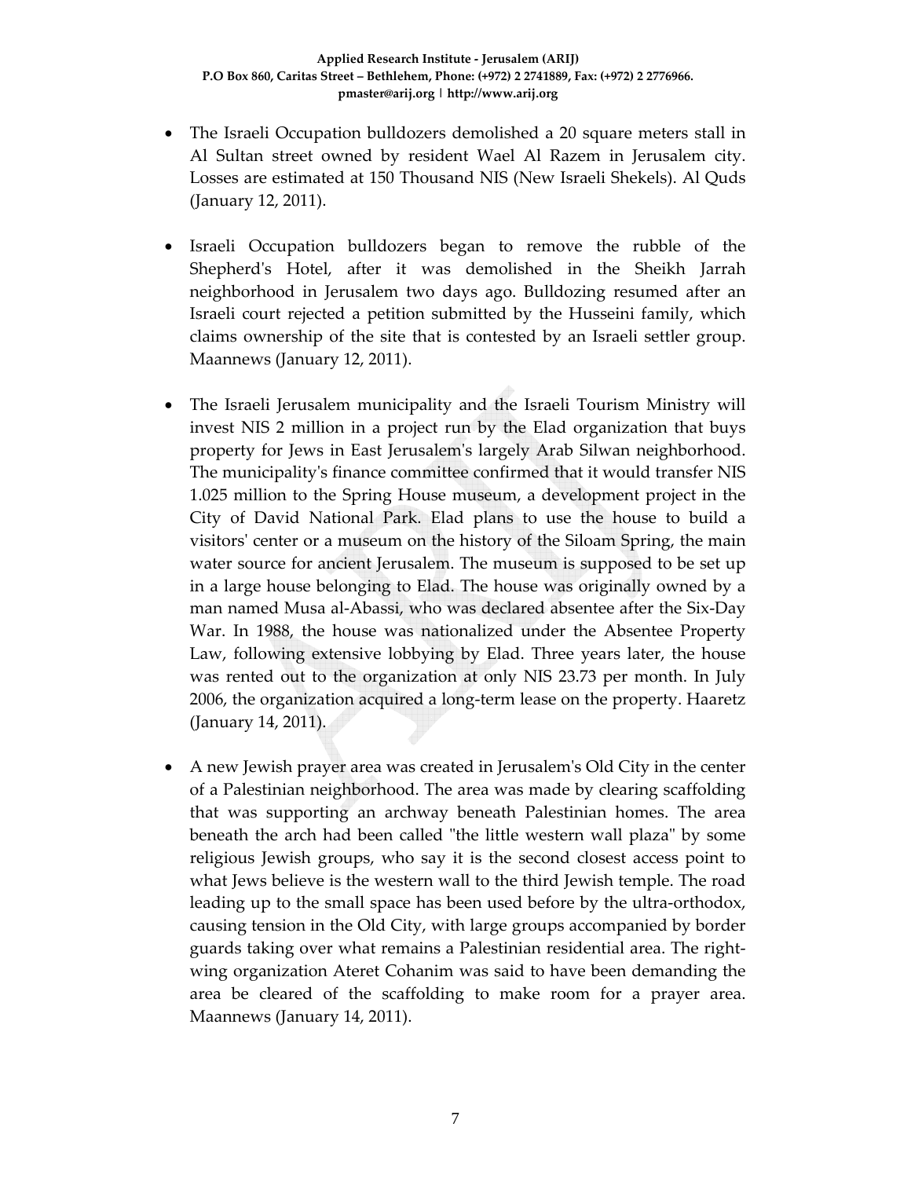- The Israeli Occupation bulldozers demolished a 20 square meters stall in Al Sultan street owned by resident Wael Al Razem in Jerusalem city. Losses are estimated at 150 Thousand NIS (New Israeli Shekels). Al Quds (January 12, 2011).

- Israeli Occupation bulldozers began to remove the rubble of the Shepherd's Hotel, after it was demolished in the Sheikh Jarrah neighborhood in Jerusalem two days ago. Bulldozing resumed after an Israeli court rejected a petition submitted by the Husseini family, which claims ownership of the site that is contested by an Israeli settler group. Maannews (January 12, 2011).

- The Israeli Jerusalem municipality and the Israeli Tourism Ministry will invest NIS 2 million in a project run by the Elad organization that buys property for Jews in East Jerusalem's largely Arab Silwan neighborhood. The municipality's finance committee confirmed that it would transfer NIS 1.025 million to the Spring House museum, a development project in the City of David National Park. Elad plans to use the house to build a visitors' center or a museum on the history of the Siloam Spring, the main water source for ancient Jerusalem. The museum is supposed to be set up in a large house belonging to Elad. The house was originally owned by a man named Musa al-Abassi, who was declared absentee after the Six-Day War. In 1988, the house was nationalized under the Absentee Property Law, following extensive lobbying by Elad. Three years later, the house was rented out to the organization at only NIS 23.73 per month. In July 2006, the organization acquired a long-term lease on the property. Haaretz (January 14, 2011).

- A new Jewish prayer area was created in Jerusalem's Old City in the center of a Palestinian neighborhood. The area was made by clearing scaffolding that was supporting an archway beneath Palestinian homes. The area beneath the arch had been called "the little western wall plaza" by some religious Jewish groups, who say it is the second closest access point to what Jews believe is the western wall to the third Jewish temple. The road leading up to the small space has been used before by the ultra-orthodox, causing tension in the Old City, with large groups accompanied by border guards taking over what remains a Palestinian residential area. The right-wing organization Ateret Cohanim was said to have been demanding the area be cleared of the scaffolding to make room for a prayer area. Maannews (January 14, 2011).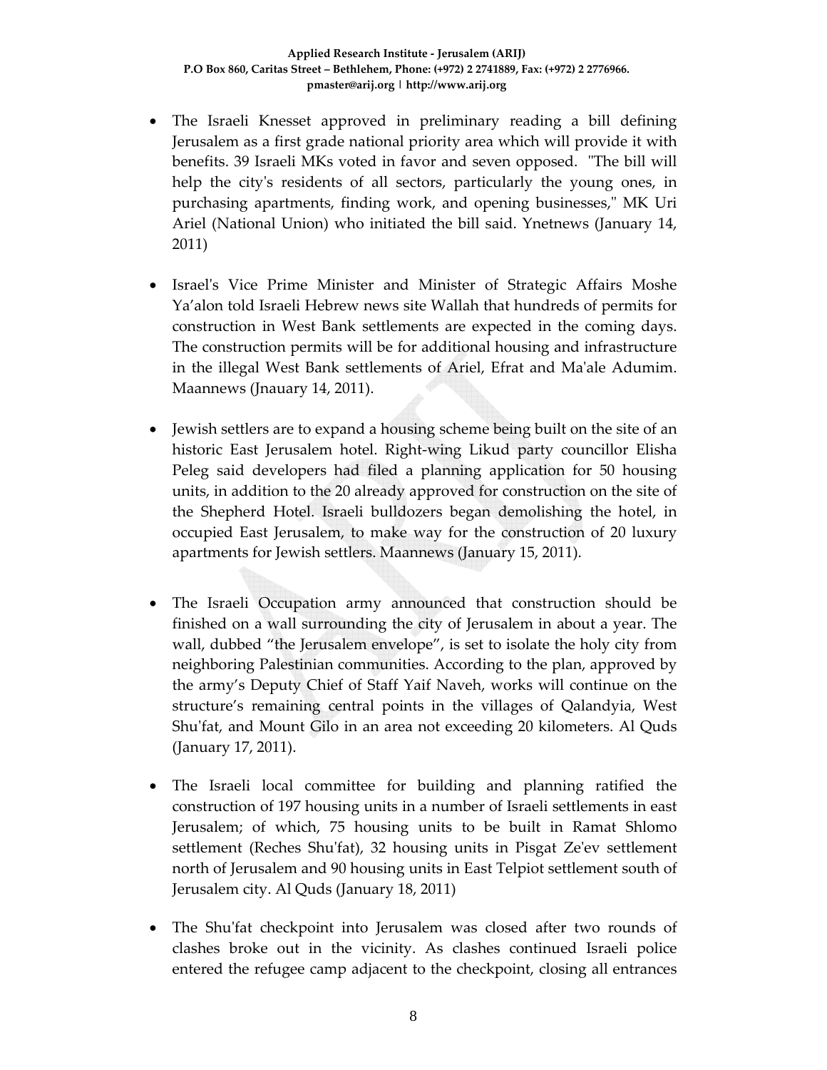- The Israeli Knesset approved in preliminary reading a bill defining Jerusalem as a first grade national priority area which will provide it with benefits. 39 Israeli MKs voted in favor and seven opposed. "The bill will help the city's residents of all sectors, particularly the young ones, in purchasing apartments, finding work, and opening businesses," MK Uri Ariel (National Union) who initiated the bill said. Ynetnews (January 14, 2011)

- Israel's Vice Prime Minister and Minister of Strategic Affairs Moshe Ya'alon told Israeli Hebrew news site Wallah that hundreds of permits for construction in West Bank settlements are expected in the coming days. The construction permits will be for additional housing and infrastructure in the illegal West Bank settlements of Ariel, Efrat and Ma'ale Adumim. Maannews (Jnauary 14, 2011).

- Jewish settlers are to expand a housing scheme being built on the site of an historic East Jerusalem hotel. Right-wing Likud party councillor Elisha Peleg said developers had filed a planning application for 50 housing units, in addition to the 20 already approved for construction on the site of the Shepherd Hotel. Israeli bulldozers began demolishing the hotel, in occupied East Jerusalem, to make way for the construction of 20 luxury apartments for Jewish settlers. Maannews (January 15, 2011).

- The Israeli Occupation army announced that construction should be finished on a wall surrounding the city of Jerusalem in about a year. The wall, dubbed "the Jerusalem envelope", is set to isolate the holy city from neighboring Palestinian communities. According to the plan, approved by the army's Deputy Chief of Staff Yaif Naveh, works will continue on the structure's remaining central points in the villages of Qalandyia, West Shu'fat, and Mount Gilo in an area not exceeding 20 kilometers. Al Quds (January 17, 2011).

- The Israeli local committee for building and planning ratified the construction of 197 housing units in a number of Israeli settlements in east Jerusalem; of which, 75 housing units to be built in Ramat Shlomo settlement (Reches Shu'fat), 32 housing units in Pisgat Ze'ev settlement north of Jerusalem and 90 housing units in East Telpiot settlement south of Jerusalem city. Al Quds (January 18, 2011)

- The Shu'fat checkpoint into Jerusalem was closed after two rounds of clashes broke out in the vicinity. As clashes continued Israeli police entered the refugee camp adjacent to the checkpoint, closing all entrances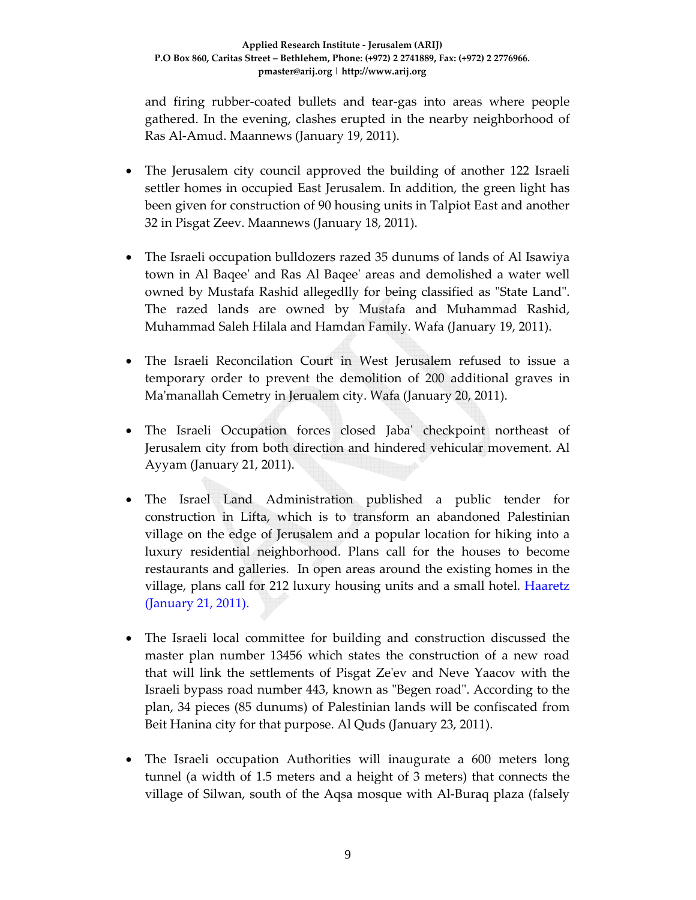and firing rubber-coated bullets and tear-gas into areas where people gathered. In the evening, clashes erupted in the nearby neighborhood of Ras Al-Amud. Maannews (January 19, 2011).

- The Jerusalem city council approved the building of another 122 Israeli settler homes in occupied East Jerusalem. In addition, the green light has been given for construction of 90 housing units in Talpiot East and another 32 in Pisgat Zeev. Maannews (January 18, 2011).

- The Israeli occupation bulldozers razed 35 dunums of lands of Al Isawiya town in Al Baqee' and Ras Al Baqee' areas and demolished a water well owned by Mustafa Rashid allegedlly for being classified as "State Land". The razed lands are owned by Mustafa and Muhammad Rashid, Muhammad Saleh Hilala and Hamdan Family. Wafa (January 19, 2011).

- The Israeli Reconcilation Court in West Jerusalem refused to issue a temporary order to prevent the demolition of 200 additional graves in Ma'manallah Cemetry in Jerualem city. Wafa (January 20, 2011).

- The Israeli Occupation forces closed Jaba' checkpoint northeast of Jerusalem city from both direction and hindered vehicular movement. Al Ayyam (January 21, 2011).

- The Israel Land Administration published a public tender for construction in Lifta, which is to transform an abandoned Palestinian village on the edge of Jerusalem and a popular location for hiking into a luxury residential neighborhood. Plans call for the houses to become restaurants and galleries. In open areas around the existing homes in the village, plans call for 212 luxury housing units and a small hotel. Haaretz (January 21, 2011).

- The Israeli local committee for building and construction discussed the master plan number 13456 which states the construction of a new road that will link the settlements of Pisgat Ze'ev and Neve Yaacov with the Israeli bypass road number 443, known as "Begen road". According to the plan, 34 pieces (85 dunums) of Palestinian lands will be confiscated from Beit Hanina city for that purpose. Al Quds (January 23, 2011).

- The Israeli occupation Authorities will inaugurate a 600 meters long tunnel (a width of 1.5 meters and a height of 3 meters) that connects the village of Silwan, south of the Aqsa mosque with Al-Buraq plaza (falsely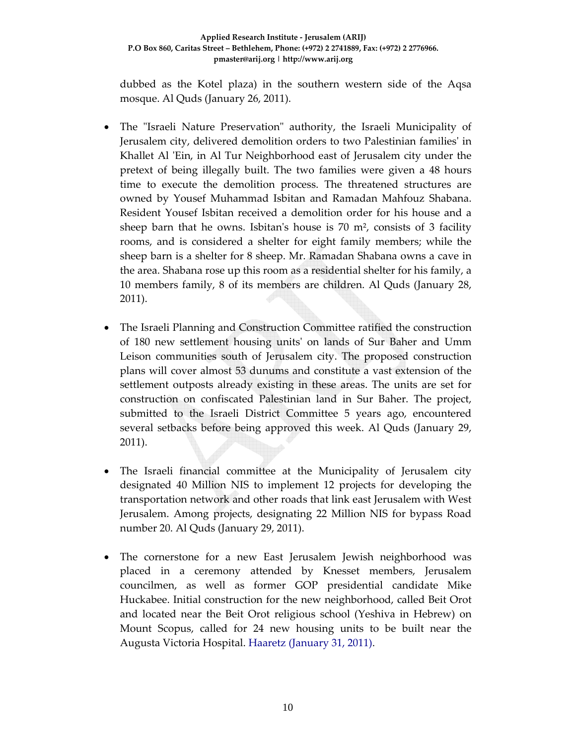dubbed as the Kotel plaza) in the southern western side of the Aqsa mosque. Al Quds (January 26, 2011).

- The "Israeli Nature Preservation" authority, the Israeli Municipality of Jerusalem city, delivered demolition orders to two Palestinian families' in Khallet Al 'Ein, in Al Tur Neighborhood east of Jerusalem city under the pretext of being illegally built. The two families were given a 48 hours time to execute the demolition process. The threatened structures are owned by Yousef Muhammad Isbitan and Ramadan Mahfouz Shabana. Resident Yousef Isbitan received a demolition order for his house and a sheep barn that he owns. Isbitan's house is 70 m², consists of 3 facility rooms, and is considered a shelter for eight family members; while the sheep barn is a shelter for 8 sheep. Mr. Ramadan Shabana owns a cave in the area. Shabana rose up this room as a residential shelter for his family, a 10 members family, 8 of its members are children. Al Quds (January 28, 2011).

- The Israeli Planning and Construction Committee ratified the construction of 180 new settlement housing units' on lands of Sur Baher and Umm Leison communities south of Jerusalem city. The proposed construction plans will cover almost 53 dunums and constitute a vast extension of the settlement outposts already existing in these areas. The units are set for construction on confiscated Palestinian land in Sur Baher. The project, submitted to the Israeli District Committee 5 years ago, encountered several setbacks before being approved this week. Al Quds (January 29, 2011).

- The Israeli financial committee at the Municipality of Jerusalem city designated 40 Million NIS to implement 12 projects for developing the transportation network and other roads that link east Jerusalem with West Jerusalem. Among projects, designating 22 Million NIS for bypass Road number 20. Al Quds (January 29, 2011).

- The cornerstone for a new East Jerusalem Jewish neighborhood was placed in a ceremony attended by Knesset members, Jerusalem councilmen, as well as former GOP presidential candidate Mike Huckabee. Initial construction for the new neighborhood, called Beit Orot and located near the Beit Orot religious school (Yeshiva in Hebrew) on Mount Scopus, called for 24 new housing units to be built near the Augusta Victoria Hospital. Haaretz (January 31, 2011).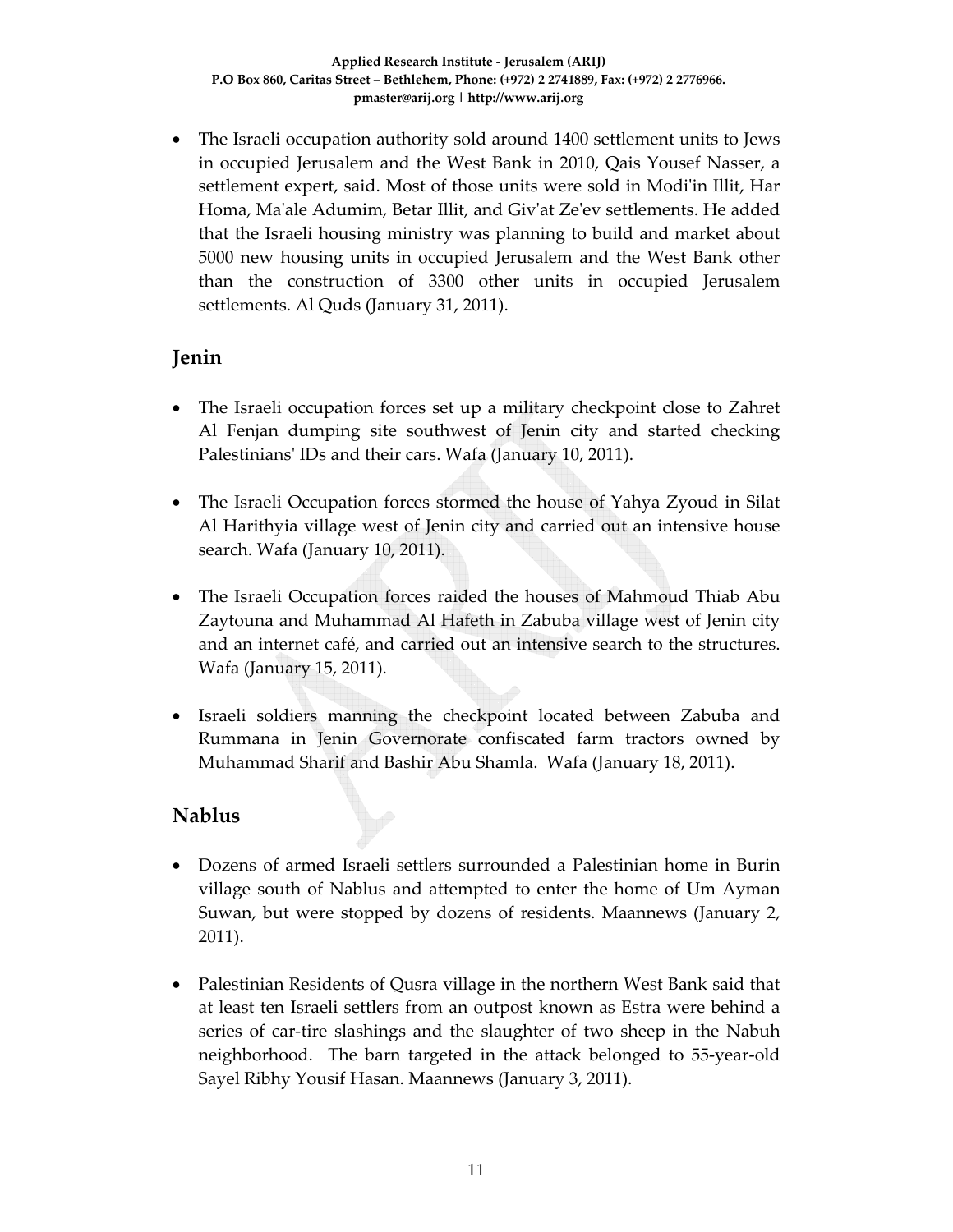- The Israeli occupation authority sold around 1400 settlement units to Jews in occupied Jerusalem and the West Bank in 2010, Qais Yousef Nasser, a settlement expert, said. Most of those units were sold in Modi'in Illit, Har Homa, Ma'ale Adumim, Betar Illit, and Giv'at Ze'ev settlements. He added that the Israeli housing ministry was planning to build and market about 5000 new housing units in occupied Jerusalem and the West Bank other than the construction of 3300 other units in occupied Jerusalem settlements. Al Quds (January 31, 2011).

## Jenin

- The Israeli occupation forces set up a military checkpoint close to Zahret Al Fenjan dumping site southwest of Jenin city and started checking Palestinians' IDs and their cars. Wafa (January 10, 2011).

- The Israeli Occupation forces stormed the house of Yahya Zyoud in Silat Al Harithyia village west of Jenin city and carried out an intensive house search. Wafa (January 10, 2011).

- The Israeli Occupation forces raided the houses of Mahmoud Thiab Abu Zaytouna and Muhammad Al Hafeth in Zabuba village west of Jenin city and an internet café, and carried out an intensive search to the structures. Wafa (January 15, 2011).

- Israeli soldiers manning the checkpoint located between Zabuba and Rummana in Jenin Governorate confiscated farm tractors owned by Muhammad Sharif and Bashir Abu Shamla. Wafa (January 18, 2011).

## Nablus

- Dozens of armed Israeli settlers surrounded a Palestinian home in Burin village south of Nablus and attempted to enter the home of Um Ayman Suwan, but were stopped by dozens of residents. Maannews (January 2, 2011).

- Palestinian Residents of Qusra village in the northern West Bank said that at least ten Israeli settlers from an outpost known as Estra were behind a series of car-tire slashings and the slaughter of two sheep in the Nabuh neighborhood. The barn targeted in the attack belonged to 55-year-old Sayel Ribhy Yousif Hasan. Maannews (January 3, 2011).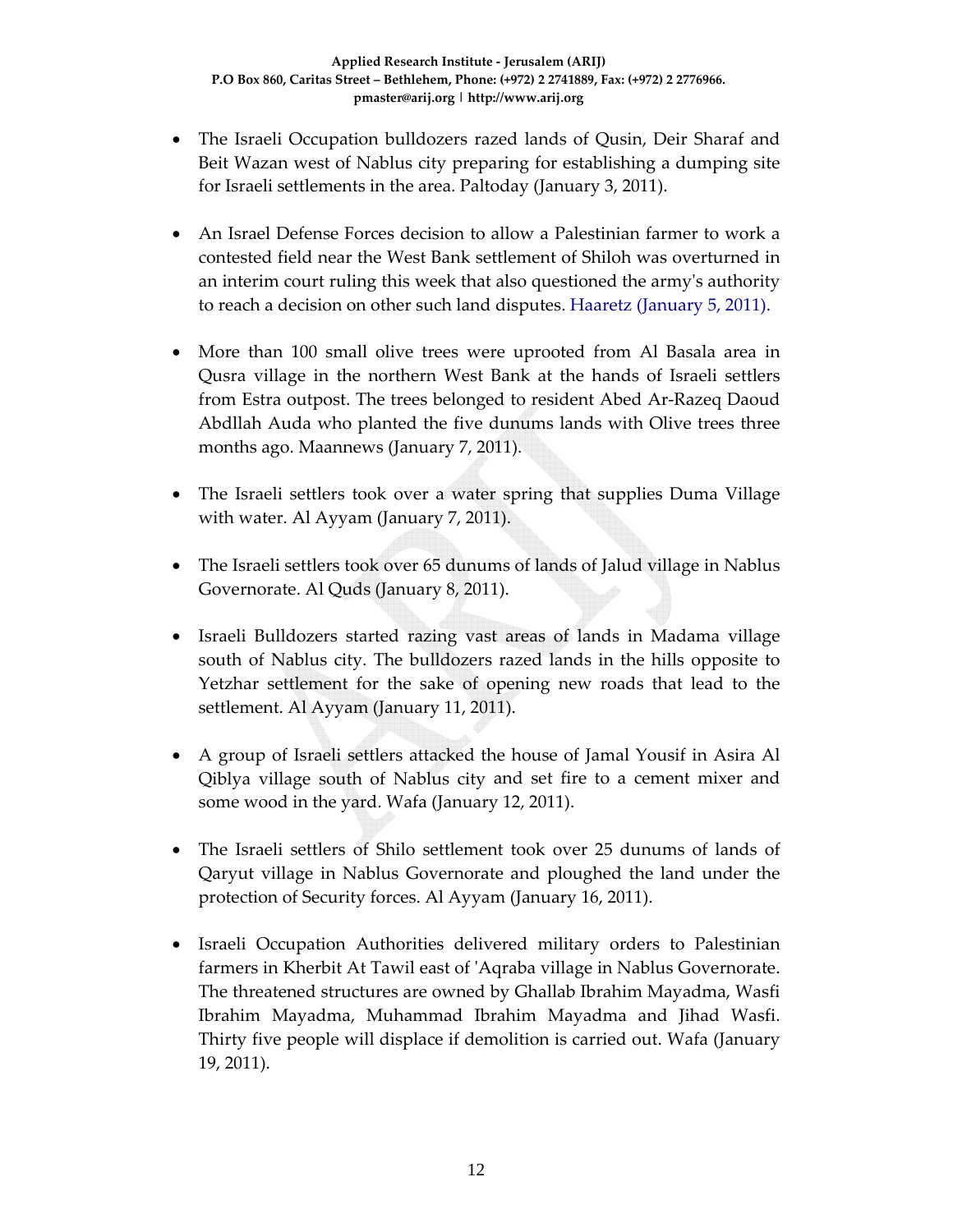- The Israeli Occupation bulldozers razed lands of Qusin, Deir Sharaf and Beit Wazan west of Nablus city preparing for establishing a dumping site for Israeli settlements in the area. Paltoday (January 3, 2011).

- An Israel Defense Forces decision to allow a Palestinian farmer to work a contested field near the West Bank settlement of Shiloh was overturned in an interim court ruling this week that also questioned the army's authority to reach a decision on other such land disputes. Haaretz (January 5, 2011).

- More than 100 small olive trees were uprooted from Al Basala area in Qusra village in the northern West Bank at the hands of Israeli settlers from Estra outpost. The trees belonged to resident Abed Ar-Razeq Daoud Abdllah Auda who planted the five dunums lands with Olive trees three months ago. Maannews (January 7, 2011).

- The Israeli settlers took over a water spring that supplies Duma Village with water. Al Ayyam (January 7, 2011).

- The Israeli settlers took over 65 dunums of lands of Jalud village in Nablus Governorate. Al Quds (January 8, 2011).

- Israeli Bulldozers started razing vast areas of lands in Madama village south of Nablus city. The bulldozers razed lands in the hills opposite to Yetzhar settlement for the sake of opening new roads that lead to the settlement. Al Ayyam (January 11, 2011).

- A group of Israeli settlers attacked the house of Jamal Yousif in Asira Al Qiblya village south of Nablus city and set fire to a cement mixer and some wood in the yard. Wafa (January 12, 2011).

- The Israeli settlers of Shilo settlement took over 25 dunums of lands of Qaryut village in Nablus Governorate and ploughed the land under the protection of Security forces. Al Ayyam (January 16, 2011).

- Israeli Occupation Authorities delivered military orders to Palestinian farmers in Kherbit At Tawil east of 'Aqraba village in Nablus Governorate. The threatened structures are owned by Ghallab Ibrahim Mayadma, Wasfi Ibrahim Mayadma, Muhammad Ibrahim Mayadma and Jihad Wasfi. Thirty five people will displace if demolition is carried out. Wafa (January 19, 2011).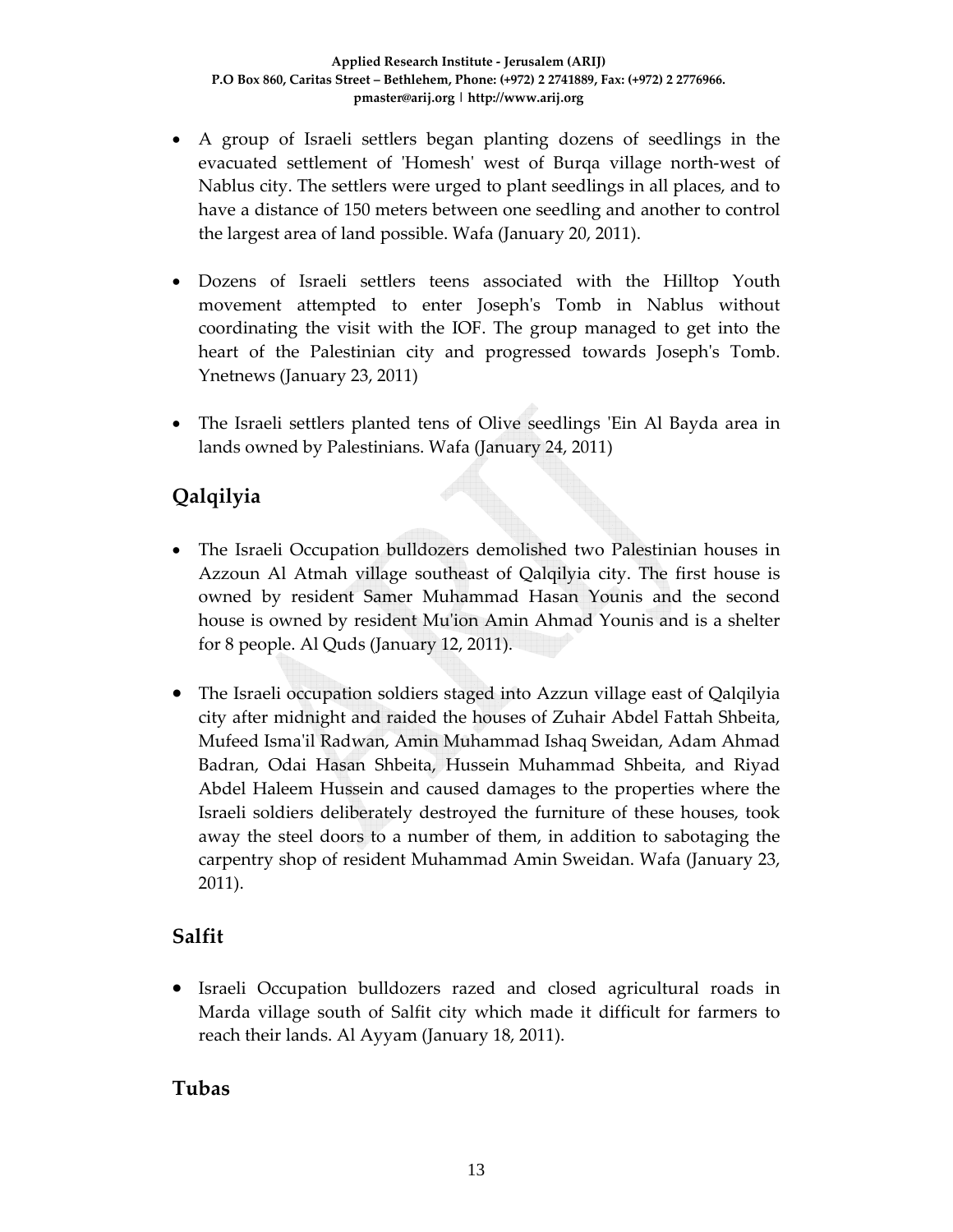- A group of Israeli settlers began planting dozens of seedlings in the evacuated settlement of 'Homesh' west of Burqa village north-west of Nablus city. The settlers were urged to plant seedlings in all places, and to have a distance of 150 meters between one seedling and another to control the largest area of land possible. Wafa (January 20, 2011).

- Dozens of Israeli settlers teens associated with the Hilltop Youth movement attempted to enter Joseph's Tomb in Nablus without coordinating the visit with the IOF. The group managed to get into the heart of the Palestinian city and progressed towards Joseph's Tomb. Ynetnews (January 23, 2011)

- The Israeli settlers planted tens of Olive seedlings 'Ein Al Bayda area in lands owned by Palestinians. Wafa (January 24, 2011)

## Qalqilyia

- The Israeli Occupation bulldozers demolished two Palestinian houses in Azzoun Al Atmah village southeast of Qalqilyia city. The first house is owned by resident Samer Muhammad Hasan Younis and the second house is owned by resident Mu'ion Amin Ahmad Younis and is a shelter for 8 people. Al Quds (January 12, 2011).

- The Israeli occupation soldiers staged into Azzun village east of Qalqilyia city after midnight and raided the houses of Zuhair Abdel Fattah Shbeita, Mufeed Isma'il Radwan, Amin Muhammad Ishaq Sweidan, Adam Ahmad Badran, Odai Hasan Shbeita, Hussein Muhammad Shbeita, and Riyad Abdel Haleem Hussein and caused damages to the properties where the Israeli soldiers deliberately destroyed the furniture of these houses, took away the steel doors to a number of them, in addition to sabotaging the carpentry shop of resident Muhammad Amin Sweidan. Wafa (January 23, 2011).

## Salfit

- Israeli Occupation bulldozers razed and closed agricultural roads in Marda village south of Salfit city which made it difficult for farmers to reach their lands. Al Ayyam (January 18, 2011).

## Tubas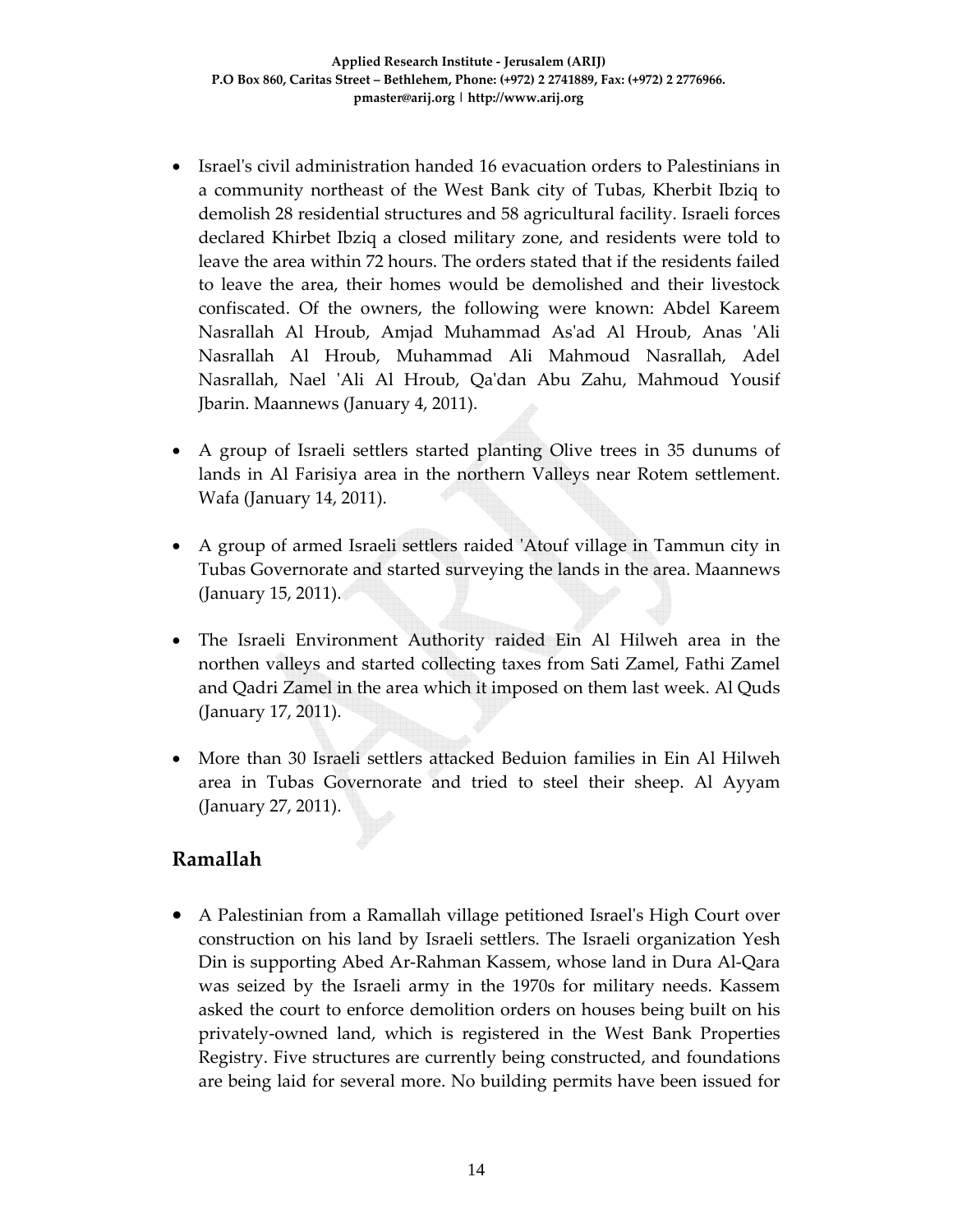- Israel's civil administration handed 16 evacuation orders to Palestinians in a community northeast of the West Bank city of Tubas, Kherbit Ibziq to demolish 28 residential structures and 58 agricultural facility. Israeli forces declared Khirbet Ibziq a closed military zone, and residents were told to leave the area within 72 hours. The orders stated that if the residents failed to leave the area, their homes would be demolished and their livestock confiscated. Of the owners, the following were known: Abdel Kareem Nasrallah Al Hroub, Amjad Muhammad As'ad Al Hroub, Anas 'Ali Nasrallah Al Hroub, Muhammad Ali Mahmoud Nasrallah, Adel Nasrallah, Nael 'Ali Al Hroub, Qa'dan Abu Zahu, Mahmoud Yousif Jbarin. Maannews (January 4, 2011).

- A group of Israeli settlers started planting Olive trees in 35 dunums of lands in Al Farisiya area in the northern Valleys near Rotem settlement. Wafa (January 14, 2011).

- A group of armed Israeli settlers raided 'Atouf village in Tammun city in Tubas Governorate and started surveying the lands in the area. Maannews (January 15, 2011).

- The Israeli Environment Authority raided Ein Al Hilweh area in the northen valleys and started collecting taxes from Sati Zamel, Fathi Zamel and Qadri Zamel in the area which it imposed on them last week. Al Quds (January 17, 2011).

- More than 30 Israeli settlers attacked Beduion families in Ein Al Hilweh area in Tubas Governorate and tried to steel their sheep. Al Ayyam (January 27, 2011).

## Ramallah

- A Palestinian from a Ramallah village petitioned Israel's High Court over construction on his land by Israeli settlers. The Israeli organization Yesh Din is supporting Abed Ar-Rahman Kassem, whose land in Dura Al-Qara was seized by the Israeli army in the 1970s for military needs. Kassem asked the court to enforce demolition orders on houses being built on his privately-owned land, which is registered in the West Bank Properties Registry. Five structures are currently being constructed, and foundations are being laid for several more. No building permits have been issued for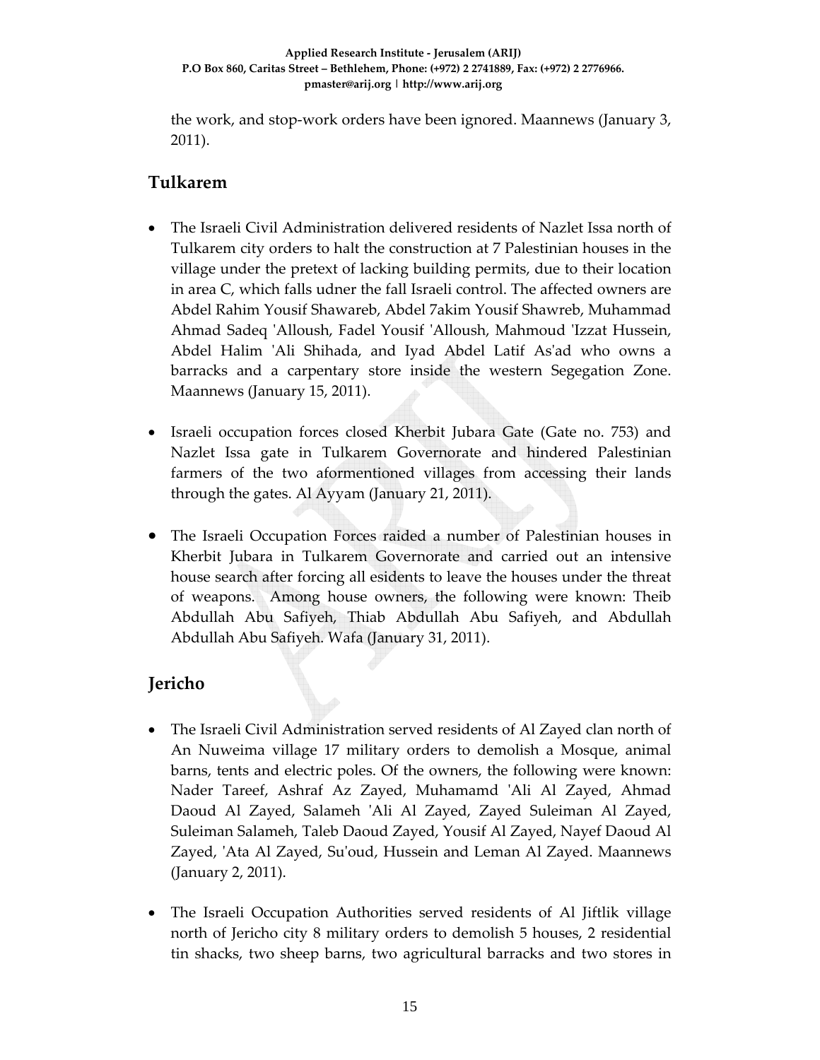the work, and stop-work orders have been ignored. Maannews (January 3, 2011).

## Tulkarem

- The Israeli Civil Administration delivered residents of Nazlet Issa north of Tulkarem city orders to halt the construction at 7 Palestinian houses in the village under the pretext of lacking building permits, due to their location in area C, which falls udner the fall Israeli control. The affected owners are Abdel Rahim Yousif Shawareb, Abdel 7akim Yousif Shawreb, Muhammad Ahmad Sadeq 'Alloush, Fadel Yousif 'Alloush, Mahmoud 'Izzat Hussein, Abdel Halim 'Ali Shihada, and Iyad Abdel Latif As'ad who owns a barracks and a carpentary store inside the western Segegation Zone. Maannews (January 15, 2011).

- Israeli occupation forces closed Kherbit Jubara Gate (Gate no. 753) and Nazlet Issa gate in Tulkarem Governorate and hindered Palestinian farmers of the two aformentioned villages from accessing their lands through the gates. Al Ayyam (January 21, 2011).

- The Israeli Occupation Forces raided a number of Palestinian houses in Kherbit Jubara in Tulkarem Governorate and carried out an intensive house search after forcing all esidents to leave the houses under the threat of weapons. Among house owners, the following were known: Theib Abdullah Abu Safiyeh, Thiab Abdullah Abu Safiyeh, and Abdullah Abdullah Abu Safiyeh. Wafa (January 31, 2011).

## Jericho

- The Israeli Civil Administration served residents of Al Zayed clan north of An Nuweima village 17 military orders to demolish a Mosque, animal barns, tents and electric poles. Of the owners, the following were known: Nader Tareef, Ashraf Az Zayed, Muhamamd 'Ali Al Zayed, Ahmad Daoud Al Zayed, Salameh 'Ali Al Zayed, Zayed Suleiman Al Zayed, Suleiman Salameh, Taleb Daoud Zayed, Yousif Al Zayed, Nayef Daoud Al Zayed, 'Ata Al Zayed, Su'oud, Hussein and Leman Al Zayed. Maannews (January 2, 2011).

- The Israeli Occupation Authorities served residents of Al Jiftlik village north of Jericho city 8 military orders to demolish 5 houses, 2 residential tin shacks, two sheep barns, two agricultural barracks and two stores in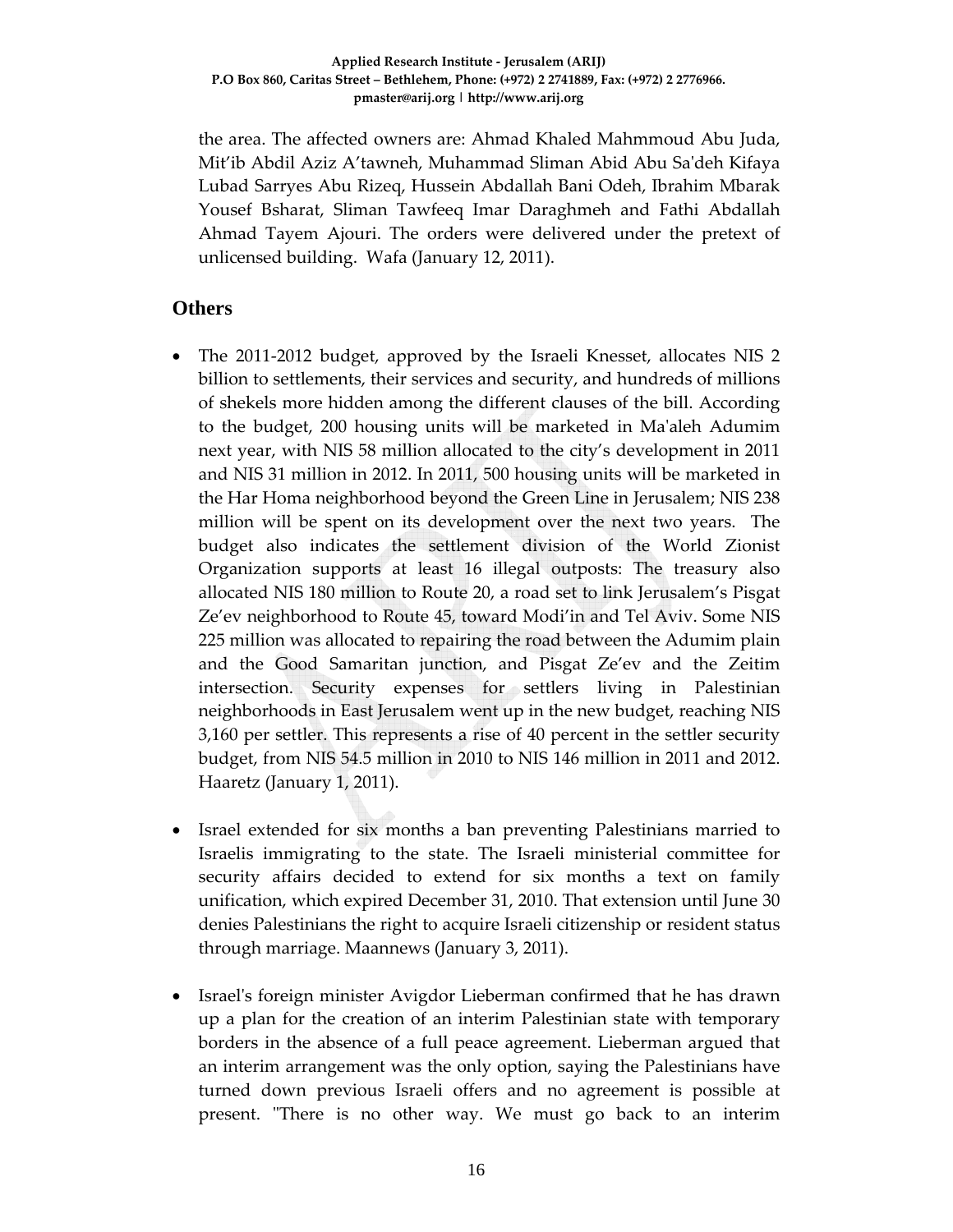the area. The affected owners are: Ahmad Khaled Mahmmoud Abu Juda, Mit'ib Abdil Aziz A'tawneh, Muhammad Sliman Abid Abu Sa'deh Kifaya Lubad Sarryes Abu Rizeq, Hussein Abdallah Bani Odeh, Ibrahim Mbarak Yousef Bsharat, Sliman Tawfeeq Imar Daraghmeh and Fathi Abdallah Ahmad Tayem Ajouri. The orders were delivered under the pretext of unlicensed building. Wafa (January 12, 2011).

## Others

- The 2011-2012 budget, approved by the Israeli Knesset, allocates NIS 2 billion to settlements, their services and security, and hundreds of millions of shekels more hidden among the different clauses of the bill. According to the budget, 200 housing units will be marketed in Ma'aleh Adumim next year, with NIS 58 million allocated to the city's development in 2011 and NIS 31 million in 2012. In 2011, 500 housing units will be marketed in the Har Homa neighborhood beyond the Green Line in Jerusalem; NIS 238 million will be spent on its development over the next two years. The budget also indicates the settlement division of the World Zionist Organization supports at least 16 illegal outposts: The treasury also allocated NIS 180 million to Route 20, a road set to link Jerusalem's Pisgat Ze'ev neighborhood to Route 45, toward Modi'in and Tel Aviv. Some NIS 225 million was allocated to repairing the road between the Adumim plain and the Good Samaritan junction, and Pisgat Ze'ev and the Zeitim intersection. Security expenses for settlers living in Palestinian neighborhoods in East Jerusalem went up in the new budget, reaching NIS 3,160 per settler. This represents a rise of 40 percent in the settler security budget, from NIS 54.5 million in 2010 to NIS 146 million in 2011 and 2012. Haaretz (January 1, 2011).

- Israel extended for six months a ban preventing Palestinians married to Israelis immigrating to the state. The Israeli ministerial committee for security affairs decided to extend for six months a text on family unification, which expired December 31, 2010. That extension until June 30 denies Palestinians the right to acquire Israeli citizenship or resident status through marriage. Maannews (January 3, 2011).

- Israel's foreign minister Avigdor Lieberman confirmed that he has drawn up a plan for the creation of an interim Palestinian state with temporary borders in the absence of a full peace agreement. Lieberman argued that an interim arrangement was the only option, saying the Palestinians have turned down previous Israeli offers and no agreement is possible at present. "There is no other way. We must go back to an interim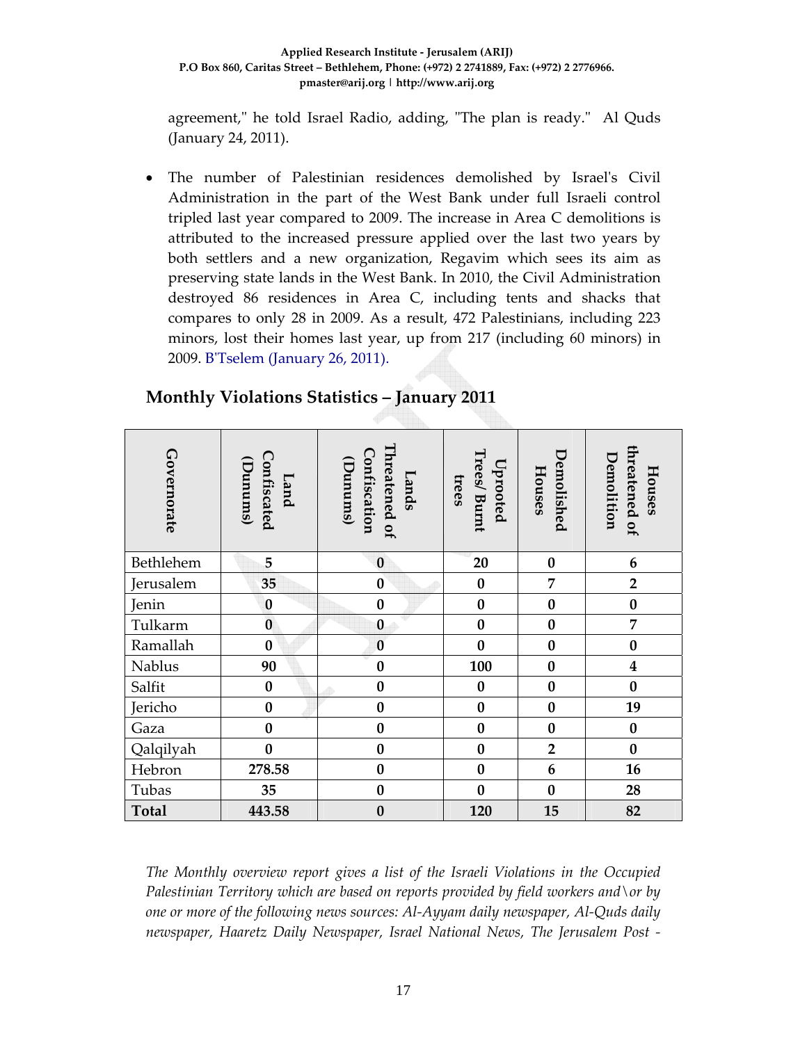agreement," he told Israel Radio, adding, "The plan is ready." Al Quds (January 24, 2011).

- The number of Palestinian residences demolished by Israel's Civil Administration in the part of the West Bank under full Israeli control tripled last year compared to 2009. The increase in Area C demolitions is attributed to the increased pressure applied over the last two years by both settlers and a new organization, Regavim which sees its aim as preserving state lands in the West Bank. In 2010, the Civil Administration destroyed 86 residences in Area C, including tents and shacks that compares to only 28 in 2009. As a result, 472 Palestinians, including 223 minors, lost their homes last year, up from 217 (including 60 minors) in 2009. B'Tselem (January 26, 2011).

## Monthly Violations Statistics – January 2011

| Governorate | Land Confiscated (Dunums) | Lands Threatened of Confiscation (Dunums) | Uprooted Trees/ Burnt trees | Demolished Houses | Houses threatened of Demolition |
|---|---|---|---|---|---|
| Bethlehem | 5 | 0 | 20 | 0 | 6 |
| Jerusalem | 35 | 0 | 0 | 7 | 2 |
| Jenin | 0 | 0 | 0 | 0 | 0 |
| Tulkarm | 0 | 0 | 0 | 0 | 7 |
| Ramallah | 0 | 0 | 0 | 0 | 0 |
| Nablus | 90 | 0 | 100 | 0 | 4 |
| Salfit | 0 | 0 | 0 | 0 | 0 |
| Jericho | 0 | 0 | 0 | 0 | 19 |
| Gaza | 0 | 0 | 0 | 0 | 0 |
| Qalqilyah | 0 | 0 | 0 | 2 | 0 |
| Hebron | 278.58 | 0 | 0 | 6 | 16 |
| Tubas | 35 | 0 | 0 | 0 | 28 |
| **Total** | **443.58** | **0** | **120** | **15** | **82** |

*The Monthly overview report gives a list of the Israeli Violations in the Occupied Palestinian Territory which are based on reports provided by field workers and\or by one or more of the following news sources: Al-Ayyam daily newspaper, Al-Quds daily newspaper, Haaretz Daily Newspaper, Israel National News, The Jerusalem Post -*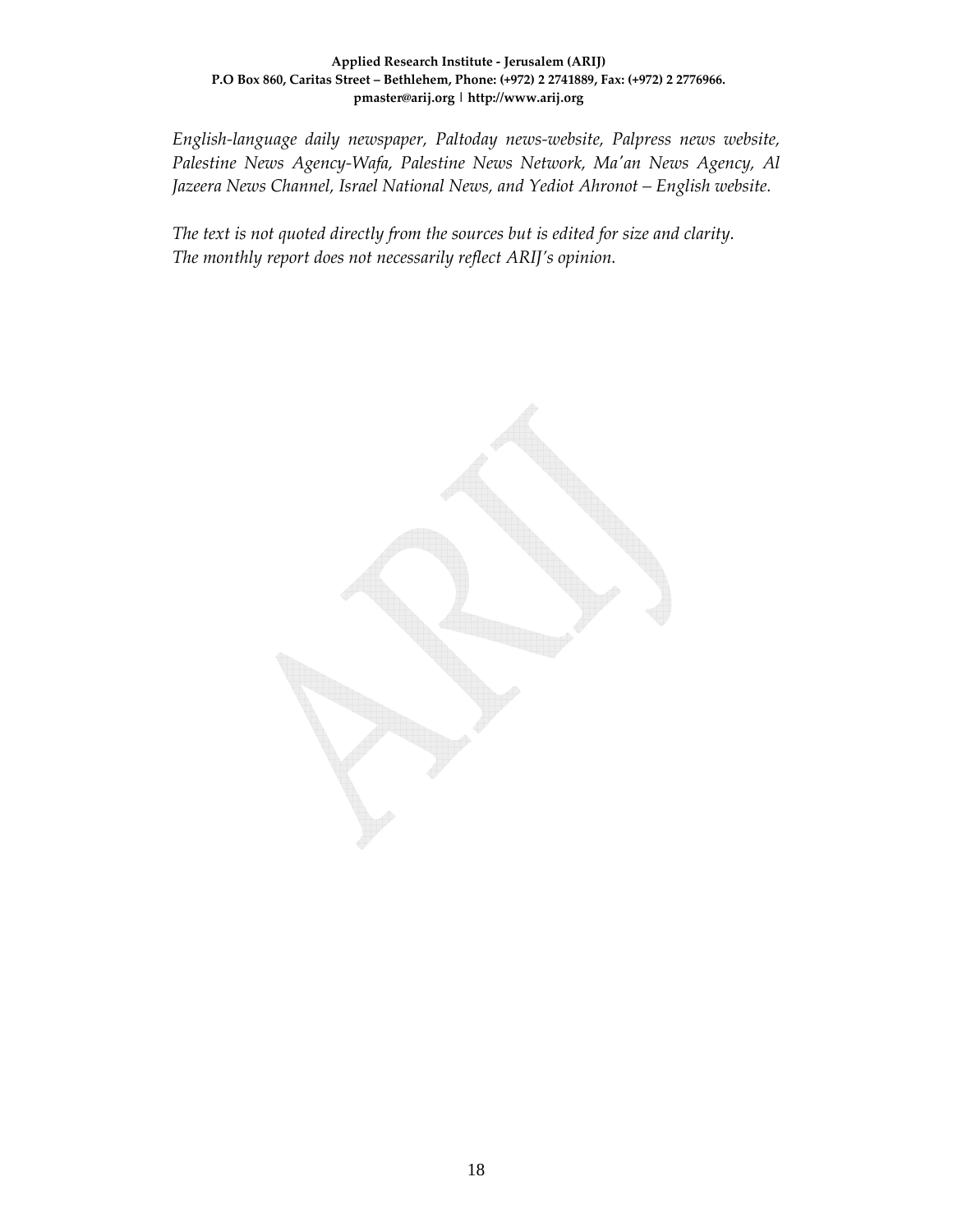*English-language daily newspaper, Paltoday news-website, Palpress news website, Palestine News Agency-Wafa, Palestine News Network, Ma'an News Agency, Al Jazeera News Channel, Israel National News, and Yediot Ahronot – English website.*

*The text is not quoted directly from the sources but is edited for size and clarity.*
*The monthly report does not necessarily reflect ARIJ's opinion.*